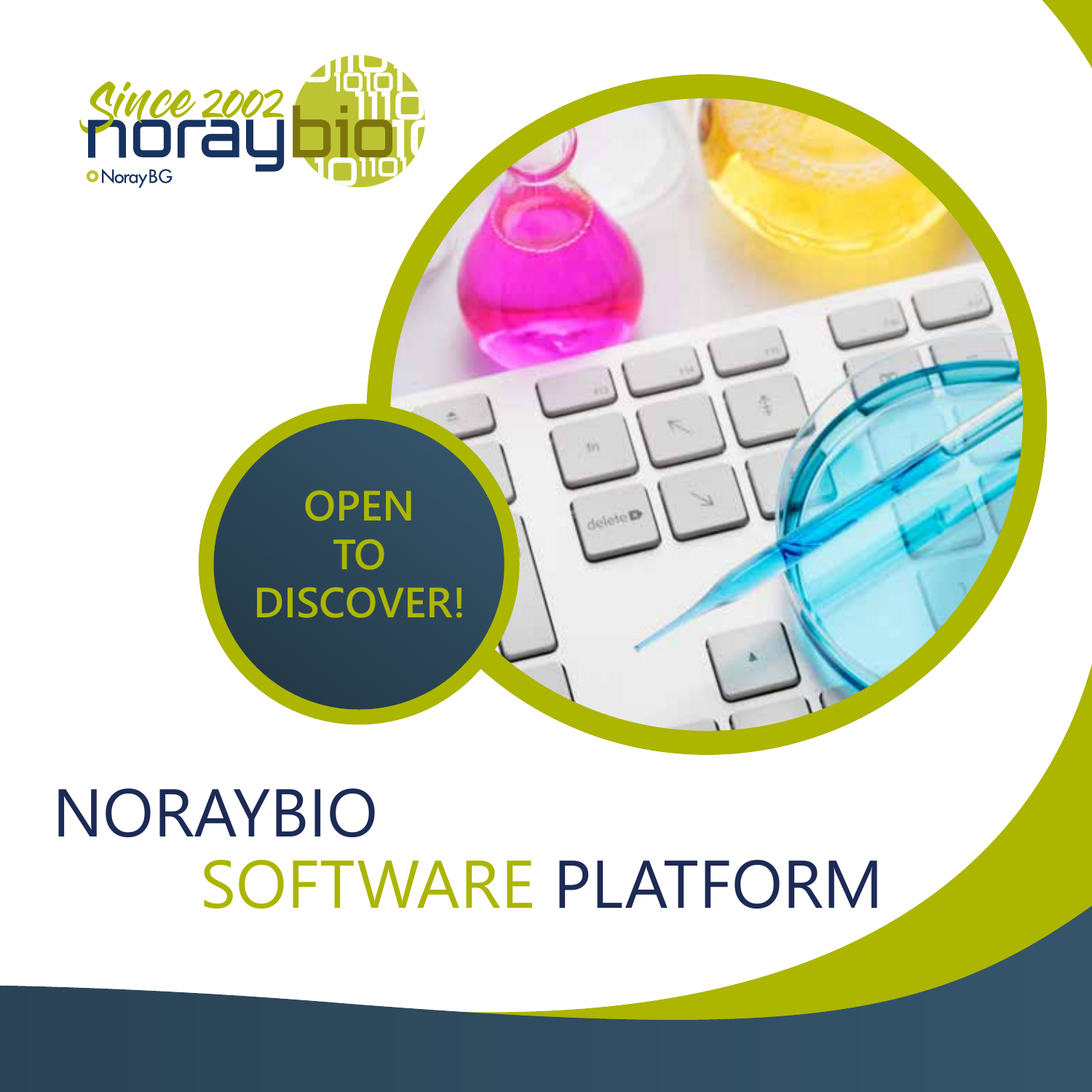Since 2002 noraybio

NorayBG

OPEN TO DISCOVER!

# NORAYBIO SOFTWARE PLATFORM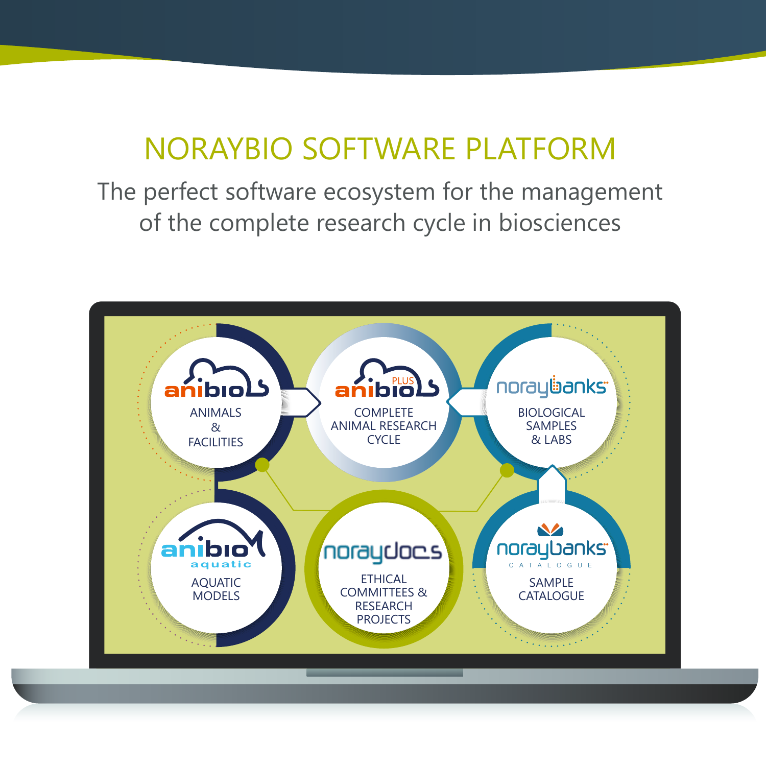# NORAYBIO SOFTWARE PLATFORM

The perfect software ecosystem for the management of the complete research cycle in biosciences

**anibio**
ANIMALS & FACILITIES

**anibio PLUS**
COMPLETE ANIMAL RESEARCH CYCLE

**noraybanks**
BIOLOGICAL SAMPLES & LABS

**anibio aquatic**
AQUATIC MODELS

**noraydocs**
ETHICAL COMMITTEES & RESEARCH PROJECTS

**noraybanks CATALOGUE**
SAMPLE CATALOGUE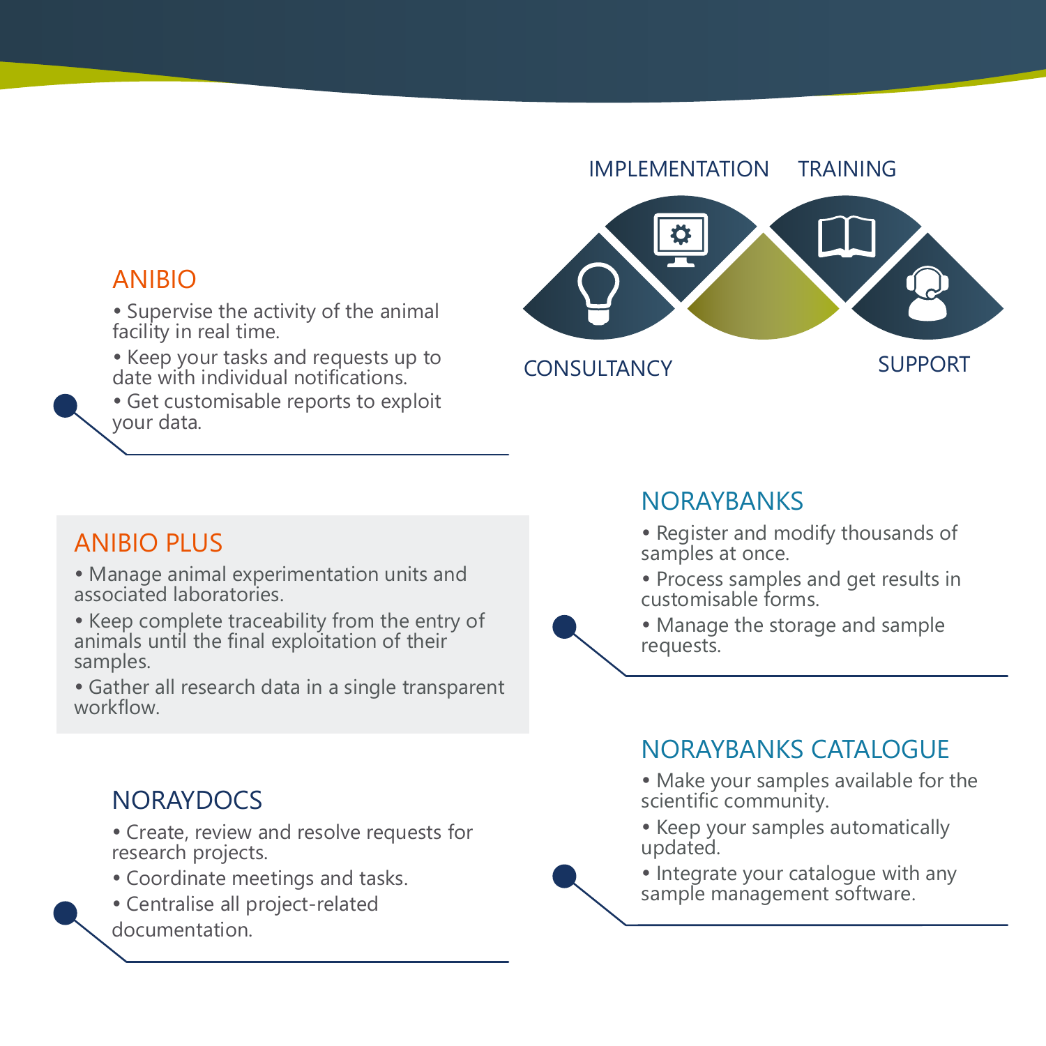IMPLEMENTATION TRAINING

CONSULTANCY SUPPORT

## ANIBIO

- Supervise the activity of the animal facility in real time.
- Keep your tasks and requests up to date with individual notifications.
- Get customisable reports to exploit your data.

## ANIBIO PLUS

- Manage animal experimentation units and associated laboratories.
- Keep complete traceability from the entry of animals until the final exploitation of their samples.
- Gather all research data in a single transparent workflow.

## NORAYDOCS

- Create, review and resolve requests for research projects.
- Coordinate meetings and tasks.
- Centralise all project-related documentation.

## NORAYBANKS

- Register and modify thousands of samples at once.
- Process samples and get results in customisable forms.
- Manage the storage and sample requests.

## NORAYBANKS CATALOGUE

- Make your samples available for the scientific community.
- Keep your samples automatically updated.
- Integrate your catalogue with any sample management software.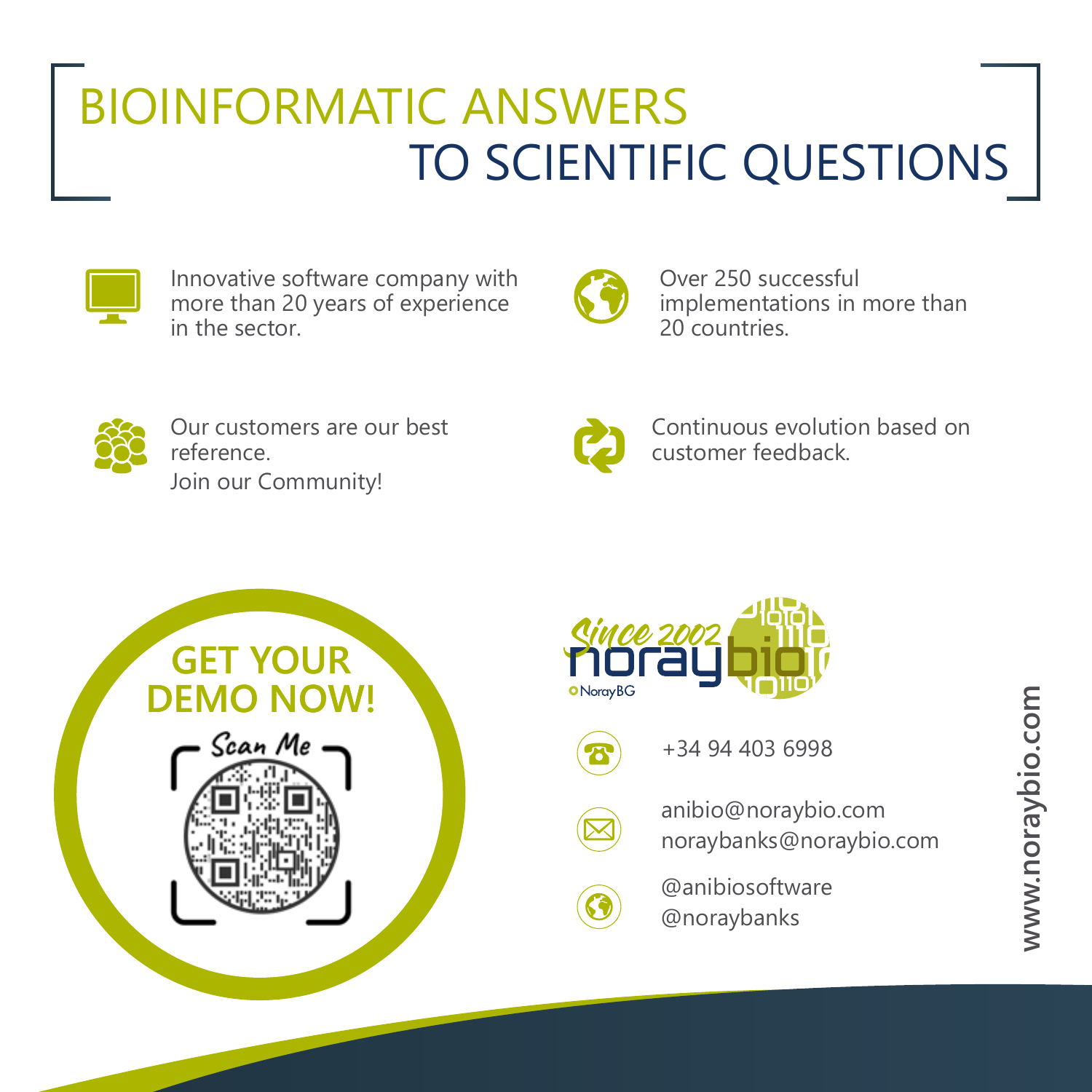# BIOINFORMATIC ANSWERS TO SCIENTIFIC QUESTIONS

Innovative software company with more than 20 years of experience in the sector.

Over 250 successful implementations in more than 20 countries.

Our customers are our best reference.
Join our Community!

Continuous evolution based on customer feedback.

**GET YOUR DEMO NOW!**

Scan Me

Since 2002 noraybio

NorayBG

+34 94 403 6998

anibio@noraybio.com
noraybanks@noraybio.com

@anibiosoftware
@noraybanks

www.noraybio.com